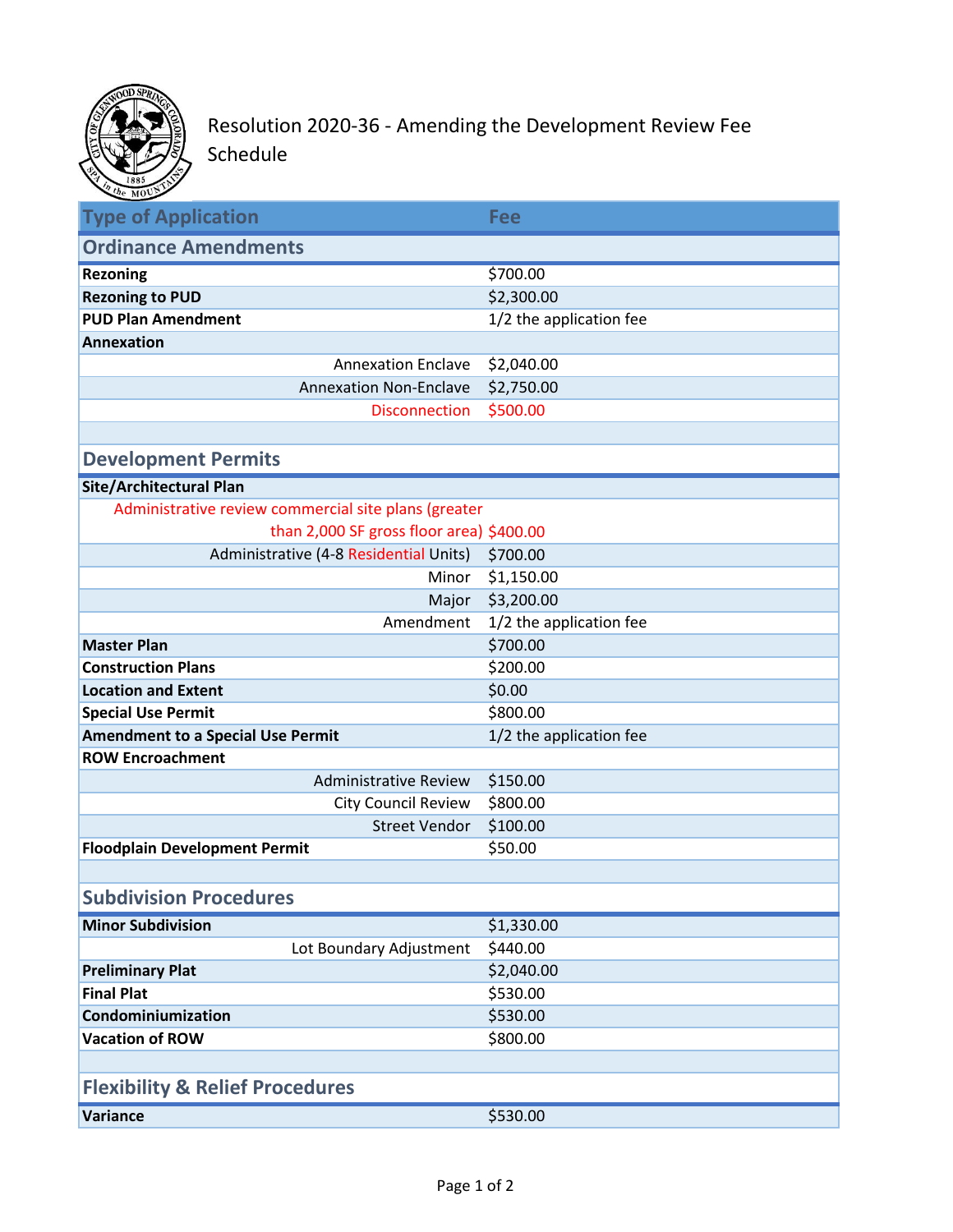# Resolution 2020-36 - Amending the Development Review Fee Schedule

| Type of Application | Fee |
|---|---|
| **Ordinance Amendments** | |
| **Rezoning** | $700.00 |
| **Rezoning to PUD** | $2,300.00 |
| **PUD Plan Amendment** | 1/2 the application fee |
| **Annexation** | |
| Annexation Enclave | $2,040.00 |
| Annexation Non-Enclave | $2,750.00 |
| Disconnection | $500.00 |
| | |
| **Development Permits** | |
| **Site/Architectural Plan** | |
| Administrative review commercial site plans (greater than 2,000 SF gross floor area) | $400.00 |
| Administrative (4-8 Residential Units) | $700.00 |
| Minor | $1,150.00 |
| Major | $3,200.00 |
| Amendment | 1/2 the application fee |
| **Master Plan** | $700.00 |
| **Construction Plans** | $200.00 |
| **Location and Extent** | $0.00 |
| **Special Use Permit** | $800.00 |
| **Amendment to a Special Use Permit** | 1/2 the application fee |
| **ROW Encroachment** | |
| Administrative Review | $150.00 |
| City Council Review | $800.00 |
| Street Vendor | $100.00 |
| **Floodplain Development Permit** | $50.00 |
| | |
| **Subdivision Procedures** | |
| **Minor Subdivision** | $1,330.00 |
| Lot Boundary Adjustment | $440.00 |
| **Preliminary Plat** | $2,040.00 |
| **Final Plat** | $530.00 |
| **Condominiumization** | $530.00 |
| **Vacation of ROW** | $800.00 |
| | |
| **Flexibility & Relief Procedures** | |
| **Variance** | $530.00 |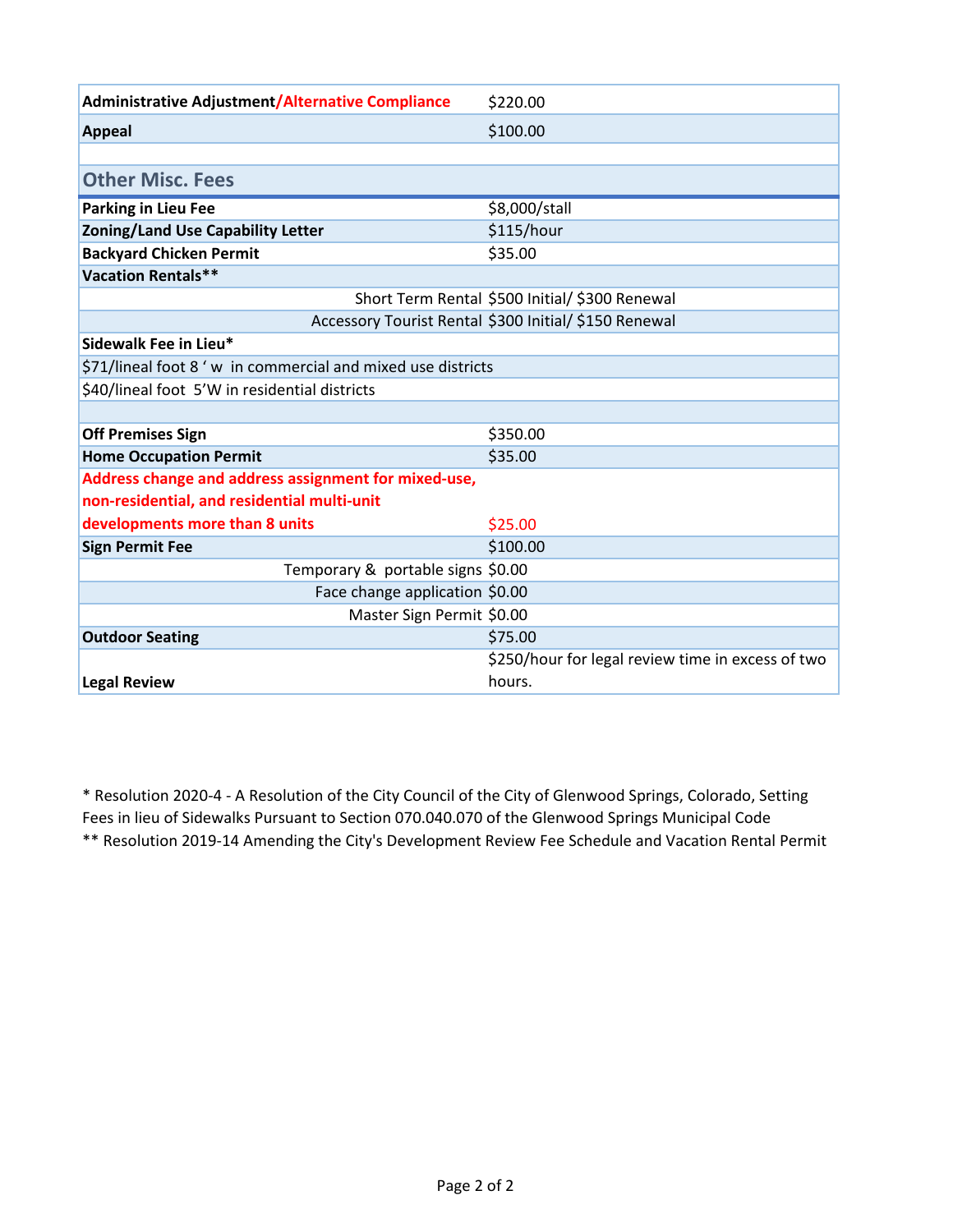| | |
|---|---|
| **Administrative Adjustment/Alternative Compliance** | $220.00 |
| **Appeal** | $100.00 |
| | |
| **Other Misc. Fees** | |
| **Parking in Lieu Fee** | $8,000/stall |
| **Zoning/Land Use Capability Letter** | $115/hour |
| **Backyard Chicken Permit** | $35.00 |
| **Vacation Rentals**** | |
| Short Term Rental | $500 Initial/ $300 Renewal |
| Accessory Tourist Rental | $300 Initial/ $150 Renewal |
| **Sidewalk Fee in Lieu*** | |
| $71/lineal foot 8 ' w in commercial and mixed use districts | |
| $40/lineal foot 5'W in residential districts | |
| | |
| **Off Premises Sign** | $350.00 |
| **Home Occupation Permit** | $35.00 |
| **Address change and address assignment for mixed-use, non-residential, and residential multi-unit developments more than 8 units** | $25.00 |
| **Sign Permit Fee** | $100.00 |
| Temporary & portable signs | $0.00 |
| Face change application | $0.00 |
| Master Sign Permit | $0.00 |
| **Outdoor Seating** | $75.00 |
| **Legal Review** | $250/hour for legal review time in excess of two hours. |

* Resolution 2020-4 - A Resolution of the City Council of the City of Glenwood Springs, Colorado, Setting Fees in lieu of Sidewalks Pursuant to Section 070.040.070 of the Glenwood Springs Municipal Code

** Resolution 2019-14 Amending the City's Development Review Fee Schedule and Vacation Rental Permit